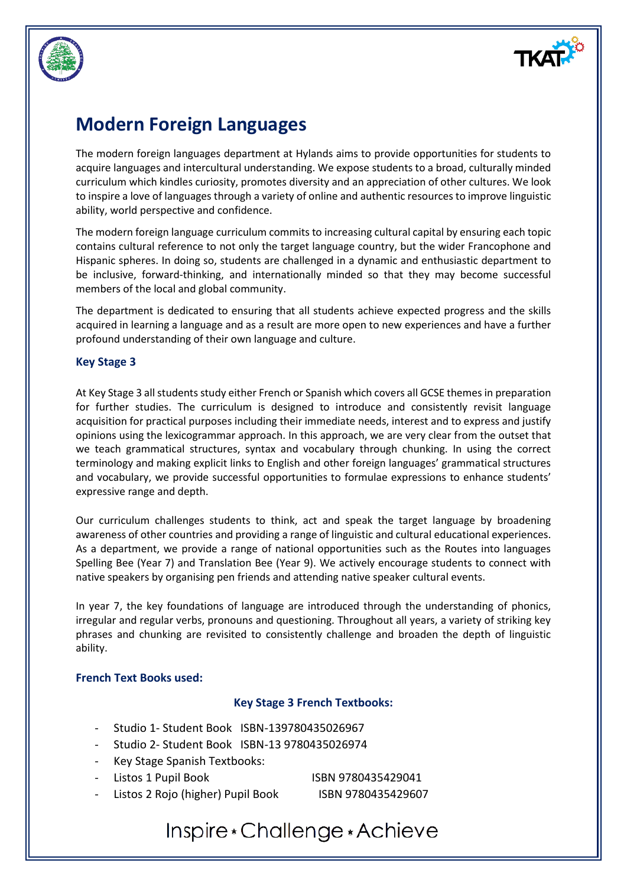# Modern Foreign Languages

The modern foreign languages department at Hylands aims to provide opportunities for students to acquire languages and intercultural understanding. We expose students to a broad, culturally minded curriculum which kindles curiosity, promotes diversity and an appreciation of other cultures. We look to inspire a love of languages through a variety of online and authentic resources to improve linguistic ability, world perspective and confidence.

The modern foreign language curriculum commits to increasing cultural capital by ensuring each topic contains cultural reference to not only the target language country, but the wider Francophone and Hispanic spheres. In doing so, students are challenged in a dynamic and enthusiastic department to be inclusive, forward-thinking, and internationally minded so that they may become successful members of the local and global community.

The department is dedicated to ensuring that all students achieve expected progress and the skills acquired in learning a language and as a result are more open to new experiences and have a further profound understanding of their own language and culture.

### Key Stage 3

At Key Stage 3 all students study either French or Spanish which covers all GCSE themes in preparation for further studies. The curriculum is designed to introduce and consistently revisit language acquisition for practical purposes including their immediate needs, interest and to express and justify opinions using the lexicogrammar approach. In this approach, we are very clear from the outset that we teach grammatical structures, syntax and vocabulary through chunking. In using the correct terminology and making explicit links to English and other foreign languages' grammatical structures and vocabulary, we provide successful opportunities to formulae expressions to enhance students' expressive range and depth.

Our curriculum challenges students to think, act and speak the target language by broadening awareness of other countries and providing a range of linguistic and cultural educational experiences. As a department, we provide a range of national opportunities such as the Routes into languages Spelling Bee (Year 7) and Translation Bee (Year 9). We actively encourage students to connect with native speakers by organising pen friends and attending native speaker cultural events.

In year 7, the key foundations of language are introduced through the understanding of phonics, irregular and regular verbs, pronouns and questioning. Throughout all years, a variety of striking key phrases and chunking are revisited to consistently challenge and broaden the depth of linguistic ability.

### French Text Books used:

**Key Stage 3 French Textbooks:**

- Studio 1- Student Book ISBN-139780435026967
- Studio 2- Student Book ISBN-13 9780435026974
- Key Stage Spanish Textbooks:
- Listos 1 Pupil Book ISBN 9780435429041
- Listos 2 Rojo (higher) Pupil Book ISBN 9780435429607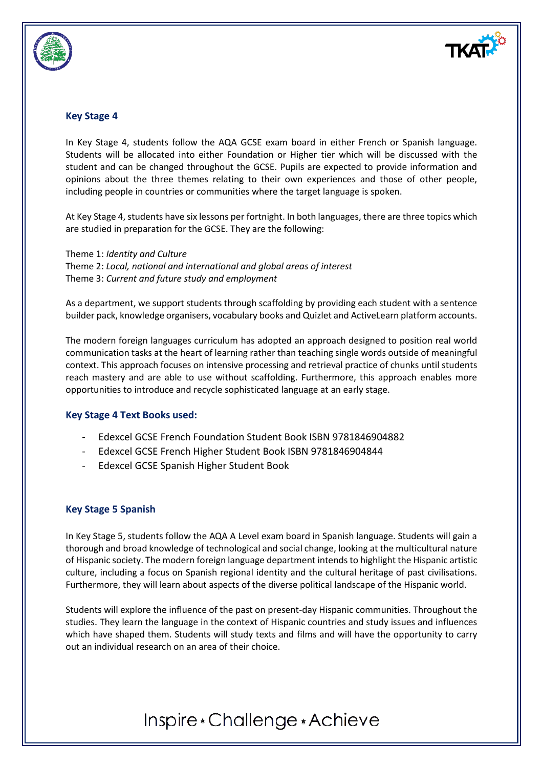### Key Stage 4

In Key Stage 4, students follow the AQA GCSE exam board in either French or Spanish language. Students will be allocated into either Foundation or Higher tier which will be discussed with the student and can be changed throughout the GCSE. Pupils are expected to provide information and opinions about the three themes relating to their own experiences and those of other people, including people in countries or communities where the target language is spoken.

At Key Stage 4, students have six lessons per fortnight. In both languages, there are three topics which are studied in preparation for the GCSE. They are the following:

Theme 1: *Identity and Culture*
Theme 2: *Local, national and international and global areas of interest*
Theme 3: *Current and future study and employment*

As a department, we support students through scaffolding by providing each student with a sentence builder pack, knowledge organisers, vocabulary books and Quizlet and ActiveLearn platform accounts.

The modern foreign languages curriculum has adopted an approach designed to position real world communication tasks at the heart of learning rather than teaching single words outside of meaningful context. This approach focuses on intensive processing and retrieval practice of chunks until students reach mastery and are able to use without scaffolding. Furthermore, this approach enables more opportunities to introduce and recycle sophisticated language at an early stage.

### Key Stage 4 Text Books used:

- Edexcel GCSE French Foundation Student Book ISBN 9781846904882
- Edexcel GCSE French Higher Student Book ISBN 9781846904844
- Edexcel GCSE Spanish Higher Student Book

### Key Stage 5 Spanish

In Key Stage 5, students follow the AQA A Level exam board in Spanish language. Students will gain a thorough and broad knowledge of technological and social change, looking at the multicultural nature of Hispanic society. The modern foreign language department intends to highlight the Hispanic artistic culture, including a focus on Spanish regional identity and the cultural heritage of past civilisations. Furthermore, they will learn about aspects of the diverse political landscape of the Hispanic world.

Students will explore the influence of the past on present-day Hispanic communities. Throughout the studies. They learn the language in the context of Hispanic countries and study issues and influences which have shaped them. Students will study texts and films and will have the opportunity to carry out an individual research on an area of their choice.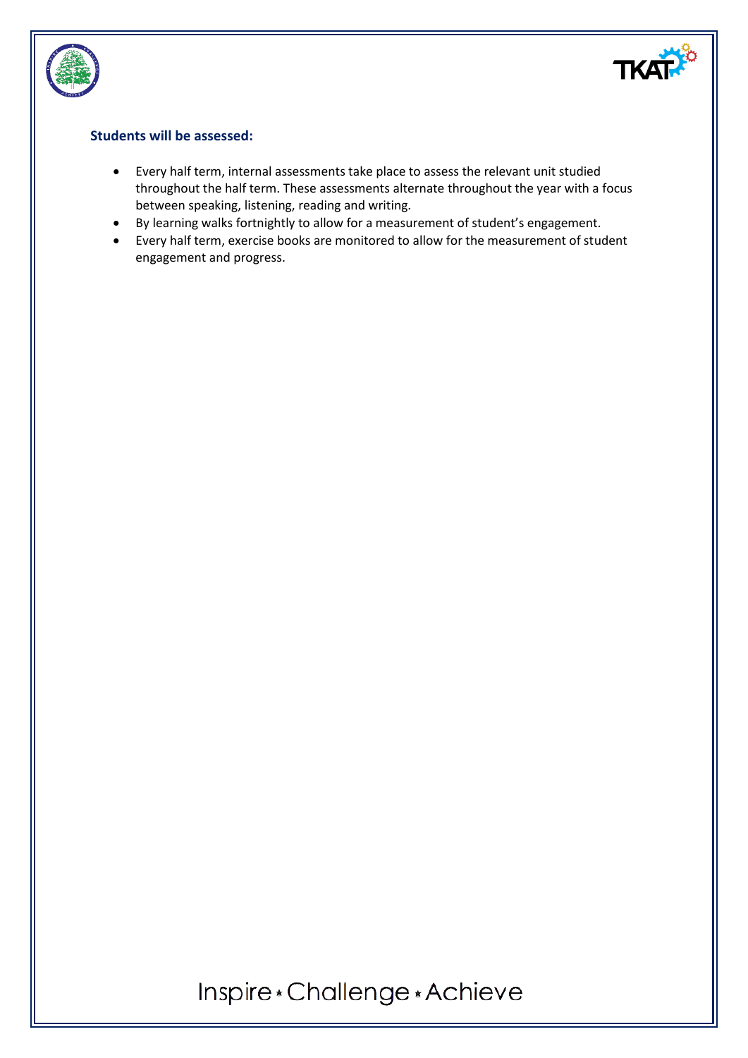**Students will be assessed:**

- Every half term, internal assessments take place to assess the relevant unit studied throughout the half term. These assessments alternate throughout the year with a focus between speaking, listening, reading and writing.
- By learning walks fortnightly to allow for a measurement of student's engagement.
- Every half term, exercise books are monitored to allow for the measurement of student engagement and progress.